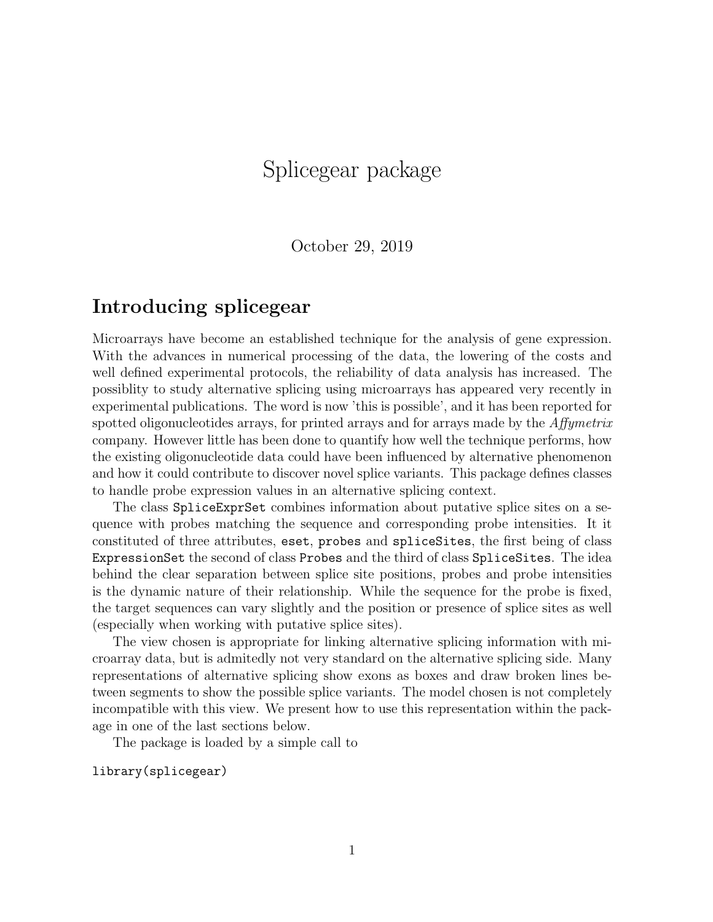# Splicegear package

October 29, 2019

## Introducing splicegear

Microarrays have become an established technique for the analysis of gene expression. With the advances in numerical processing of the data, the lowering of the costs and well defined experimental protocols, the reliability of data analysis has increased. The possiblity to study alternative splicing using microarrays has appeared very recently in experimental publications. The word is now 'this is possible', and it has been reported for spotted oligonucleotides arrays, for printed arrays and for arrays made by the *Affymetrix* company. However little has been done to quantify how well the technique performs, how the existing oligonucleotide data could have been influenced by alternative phenomenon and how it could contribute to discover novel splice variants. This package defines classes to handle probe expression values in an alternative splicing context.

The class `SpliceExprSet` combines information about putative splice sites on a sequence with probes matching the sequence and corresponding probe intensities. It it constituted of three attributes, `eset`, `probes` and `spliceSites`, the first being of class `ExpressionSet` the second of class `Probes` and the third of class `SpliceSites`. The idea behind the clear separation between splice site positions, probes and probe intensities is the dynamic nature of their relationship. While the sequence for the probe is fixed, the target sequences can vary slightly and the position or presence of splice sites as well (especially when working with putative splice sites).

The view chosen is appropriate for linking alternative splicing information with microarray data, but is admitedly not very standard on the alternative splicing side. Many representations of alternative splicing show exons as boxes and draw broken lines between segments to show the possible splice variants. The model chosen is not completely incompatible with this view. We present how to use this representation within the package in one of the last sections below.

The package is loaded by a simple call to

```
library(splicegear)
```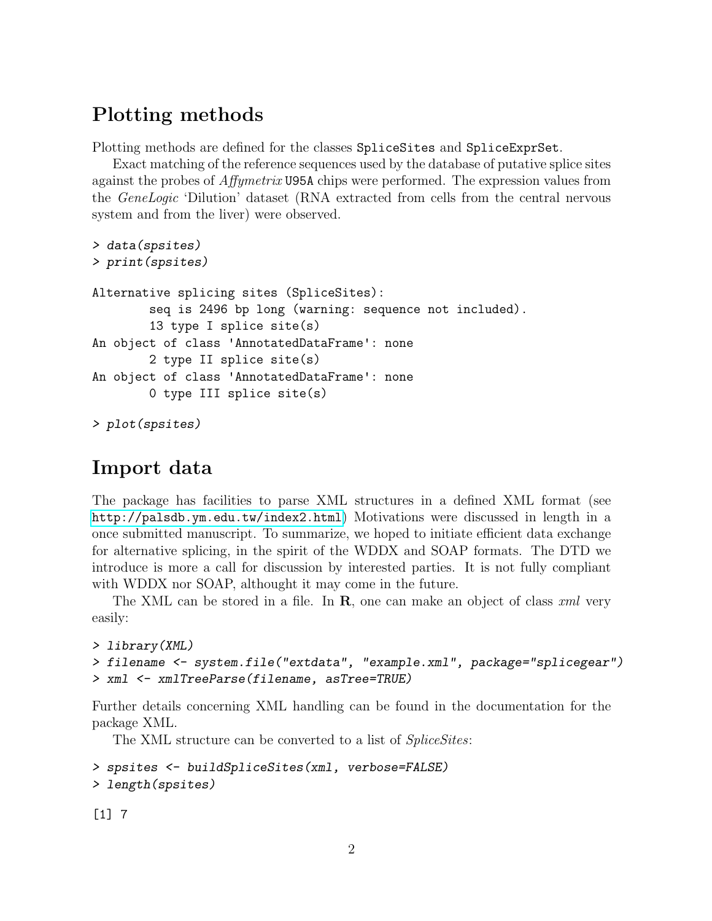## Plotting methods

Plotting methods are defined for the classes `SpliceSites` and `SpliceExprSet`.

Exact matching of the reference sequences used by the database of putative splice sites against the probes of *Affymetrix* `U95A` chips were performed. The expression values from the *GeneLogic* 'Dilution' dataset (RNA extracted from cells from the central nervous system and from the liver) were observed.

```
> data(spsites)
> print(spsites)

Alternative splicing sites (SpliceSites):
        seq is 2496 bp long (warning: sequence not included).
        13 type I splice site(s)
An object of class 'AnnotatedDataFrame': none
        2 type II splice site(s)
An object of class 'AnnotatedDataFrame': none
        0 type III splice site(s)

> plot(spsites)
```

## Import data

The package has facilities to parse XML structures in a defined XML format (see http://palsdb.ym.edu.tw/index2.html) Motivations were discussed in length in a once submitted manuscript. To summarize, we hoped to initiate efficient data exchange for alternative splicing, in the spirit of the WDDX and SOAP formats. The DTD we introduce is more a call for discussion by interested parties. It is not fully compliant with WDDX nor SOAP, althought it may come in the future.

The XML can be stored in a file. In **R**, one can make an object of class *xml* very easily:

```
> library(XML)
> filename <- system.file("extdata", "example.xml", package="splicegear")
> xml <- xmlTreeParse(filename, asTree=TRUE)
```

Further details concerning XML handling can be found in the documentation for the package XML.

The XML structure can be converted to a list of *SpliceSites*:

```
> spsites <- buildSpliceSites(xml, verbose=FALSE)
> length(spsites)

[1] 7
```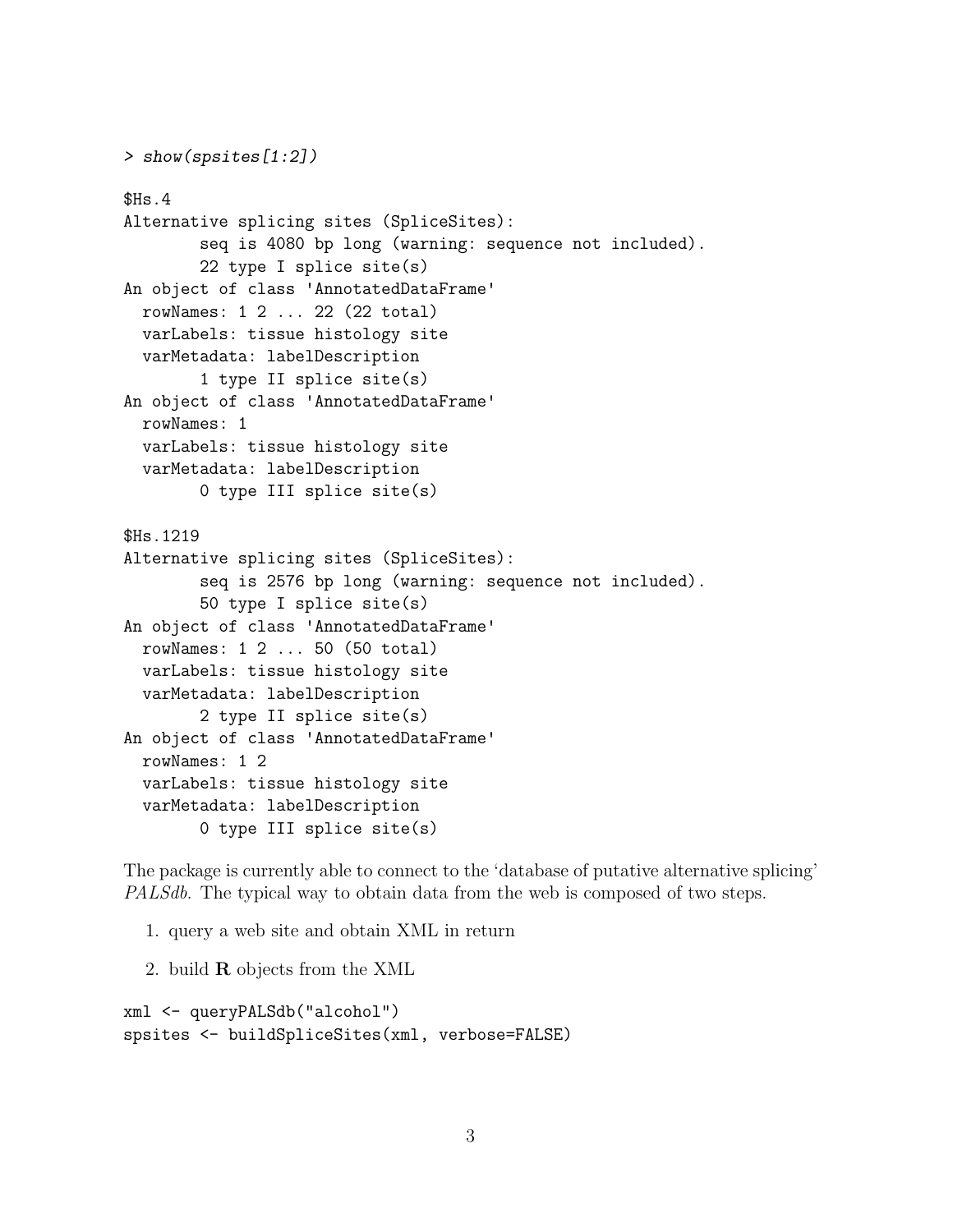```
> show(spsites[1:2])

$Hs.4
Alternative splicing sites (SpliceSites):
        seq is 4080 bp long (warning: sequence not included).
        22 type I splice site(s)
An object of class 'AnnotatedDataFrame'
  rowNames: 1 2 ... 22 (22 total)
  varLabels: tissue histology site
  varMetadata: labelDescription
        1 type II splice site(s)
An object of class 'AnnotatedDataFrame'
  rowNames: 1
  varLabels: tissue histology site
  varMetadata: labelDescription
        0 type III splice site(s)

$Hs.1219
Alternative splicing sites (SpliceSites):
        seq is 2576 bp long (warning: sequence not included).
        50 type I splice site(s)
An object of class 'AnnotatedDataFrame'
  rowNames: 1 2 ... 50 (50 total)
  varLabels: tissue histology site
  varMetadata: labelDescription
        2 type II splice site(s)
An object of class 'AnnotatedDataFrame'
  rowNames: 1 2
  varLabels: tissue histology site
  varMetadata: labelDescription
        0 type III splice site(s)
```

The package is currently able to connect to the 'database of putative alternative splicing' *PALSdb*. The typical way to obtain data from the web is composed of two steps.

1. query a web site and obtain XML in return
2. build **R** objects from the XML

```
xml <- queryPALSdb("alcohol")
spsites <- buildSpliceSites(xml, verbose=FALSE)
```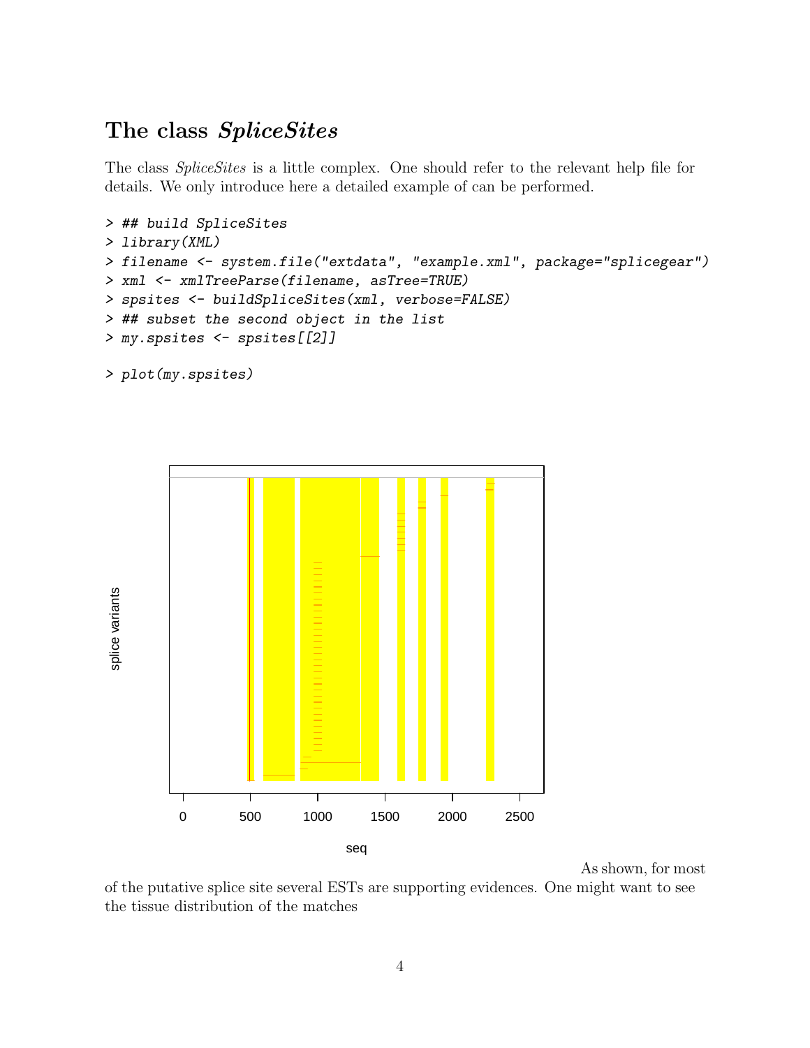## The class *SpliceSites*

The class *SpliceSites* is a little complex. One should refer to the relevant help file for details. We only introduce here a detailed example of can be performed.

```
> ## build SpliceSites
> library(XML)
> filename <- system.file("extdata", "example.xml", package="splicegear")
> xml <- xmlTreeParse(filename, asTree=TRUE)
> spsites <- buildSpliceSites(xml, verbose=FALSE)
> ## subset the second object in the list
> my.spsites <- spsites[[2]]
```

```
> plot(my.spsites)
```

As shown, for most of the putative splice site several ESTs are supporting evidences. One might want to see the tissue distribution of the matches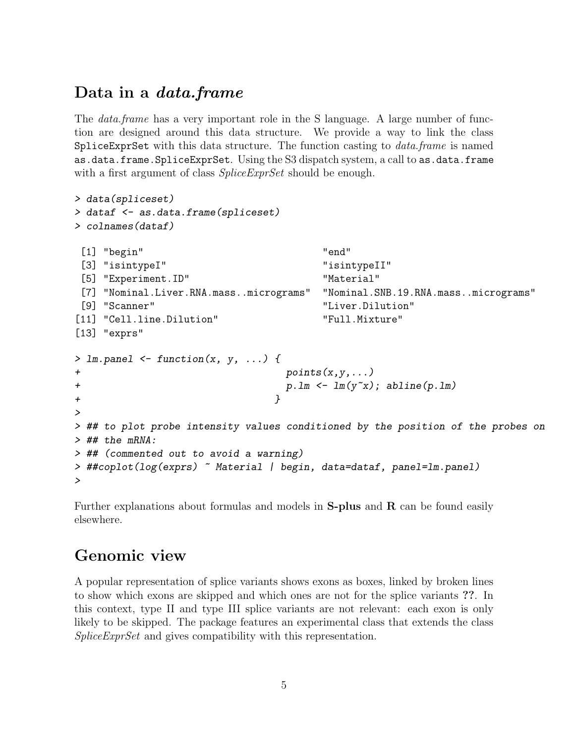## Data in a *data.frame*

The *data.frame* has a very important role in the S language. A large number of function are designed around this data structure. We provide a way to link the class `SpliceExprSet` with this data structure. The function casting to *data.frame* is named `as.data.frame.SpliceExprSet`. Using the S3 dispatch system, a call to `as.data.frame` with a first argument of class *SpliceExprSet* should be enough.

```
> data(spliceset)
> dataf <- as.data.frame(spliceset)
> colnames(dataf)

 [1] "begin"                              "end"
 [3] "isintypeI"                          "isintypeII"
 [5] "Experiment.ID"                      "Material"
 [7] "Nominal.Liver.RNA.mass..micrograms"  "Nominal.SNB.19.RNA.mass..micrograms"
 [9] "Scanner"                            "Liver.Dilution"
[11] "Cell.line.Dilution"                 "Full.Mixture"
[13] "exprs"

> lm.panel <- function(x, y, ...) {
+                                  points(x,y,...)
+                                  p.lm <- lm(y~x); abline(p.lm)
+                                }
>
> ## to plot probe intensity values conditioned by the position of the probes on
> ## the mRNA:
> ## (commented out to avoid a warning)
> ##coplot(log(exprs) ~ Material | begin, data=dataf, panel=lm.panel)
>
```

Further explanations about formulas and models in **S-plus** and **R** can be found easily elsewhere.

## Genomic view

A popular representation of splice variants shows exons as boxes, linked by broken lines to show which exons are skipped and which ones are not for the splice variants **??**. In this context, type II and type III splice variants are not relevant: each exon is only likely to be skipped. The package features an experimental class that extends the class *SpliceExprSet* and gives compatibility with this representation.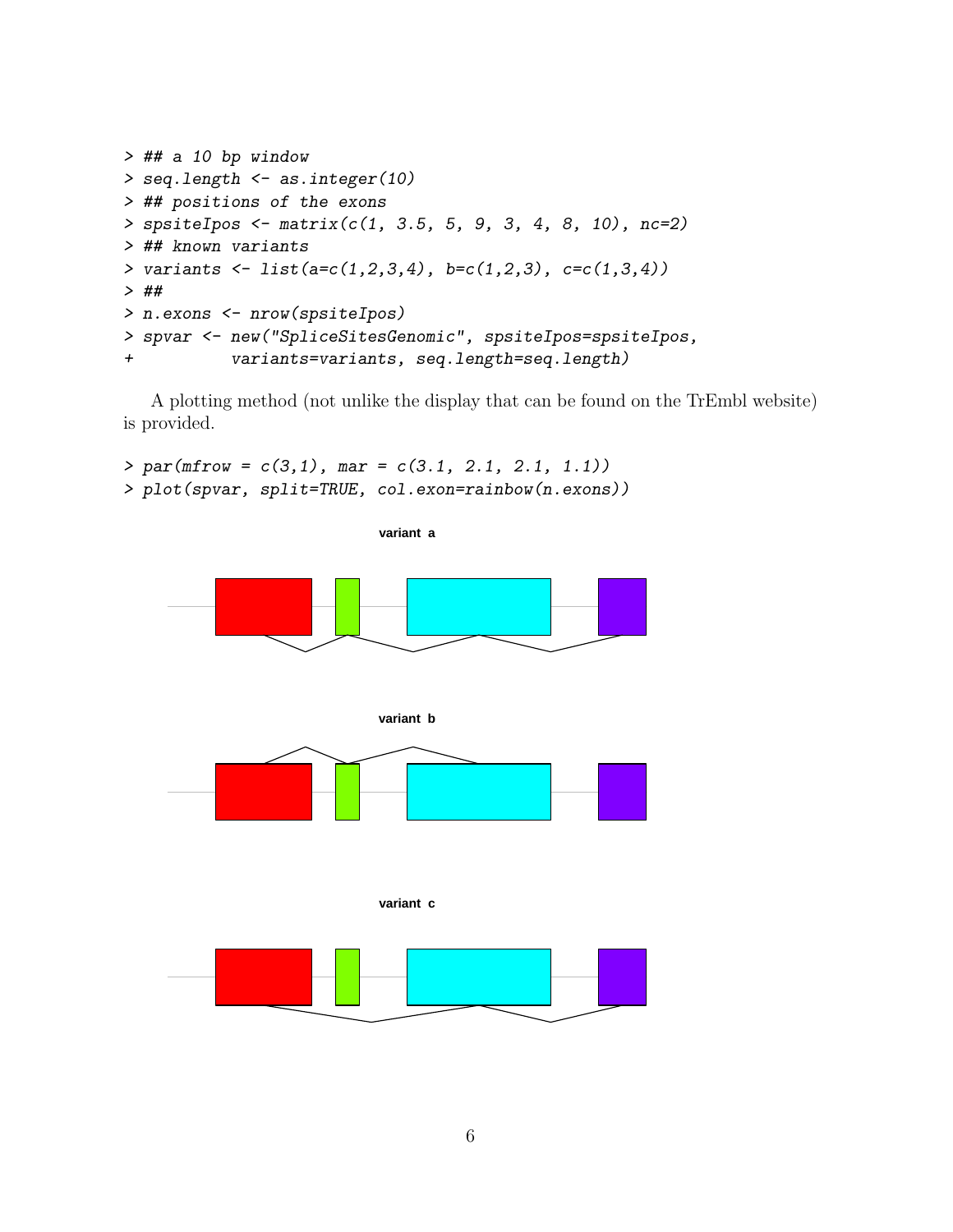```
> ## a 10 bp window
> seq.length <- as.integer(10)
> ## positions of the exons
> spsiteIpos <- matrix(c(1, 3.5, 5, 9, 3, 4, 8, 10), nc=2)
> ## known variants
> variants <- list(a=c(1,2,3,4), b=c(1,2,3), c=c(1,3,4))
> ##
> n.exons <- nrow(spsiteIpos)
> spvar <- new("SpliceSitesGenomic", spsiteIpos=spsiteIpos,
+           variants=variants, seq.length=seq.length)
```

A plotting method (not unlike the display that can be found on the TrEmbl website) is provided.

```
> par(mfrow = c(3,1), mar = c(3.1, 2.1, 2.1, 1.1))
> plot(spvar, split=TRUE, col.exon=rainbow(n.exons))
```

variant a

variant b

variant c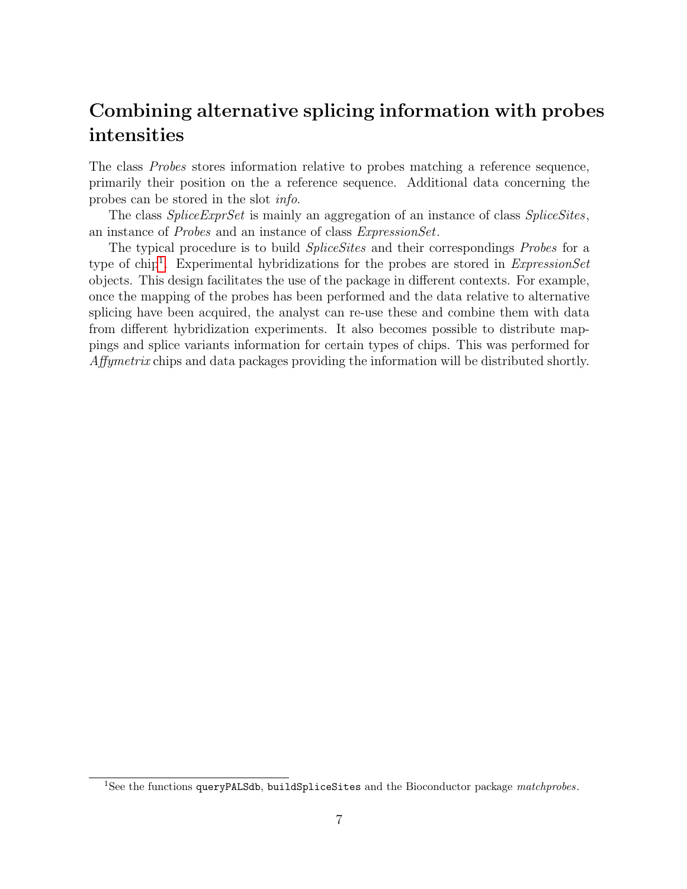## Combining alternative splicing information with probes intensities

The class *Probes* stores information relative to probes matching a reference sequence, primarily their position on the a reference sequence. Additional data concerning the probes can be stored in the slot *info*.

The class *SpliceExprSet* is mainly an aggregation of an instance of class *SpliceSites*, an instance of *Probes* and an instance of class *ExpressionSet*.

The typical procedure is to build *SpliceSites* and their correspondings *Probes* for a type of chip[1]. Experimental hybridizations for the probes are stored in *ExpressionSet* objects. This design facilitates the use of the package in different contexts. For example, once the mapping of the probes has been performed and the data relative to alternative splicing have been acquired, the analyst can re-use these and combine them with data from different hybridization experiments. It also becomes possible to distribute mappings and splice variants information for certain types of chips. This was performed for *Affymetrix* chips and data packages providing the information will be distributed shortly.

[1] See the functions `queryPALSdb`, `buildSpliceSites` and the Bioconductor package *matchprobes*.